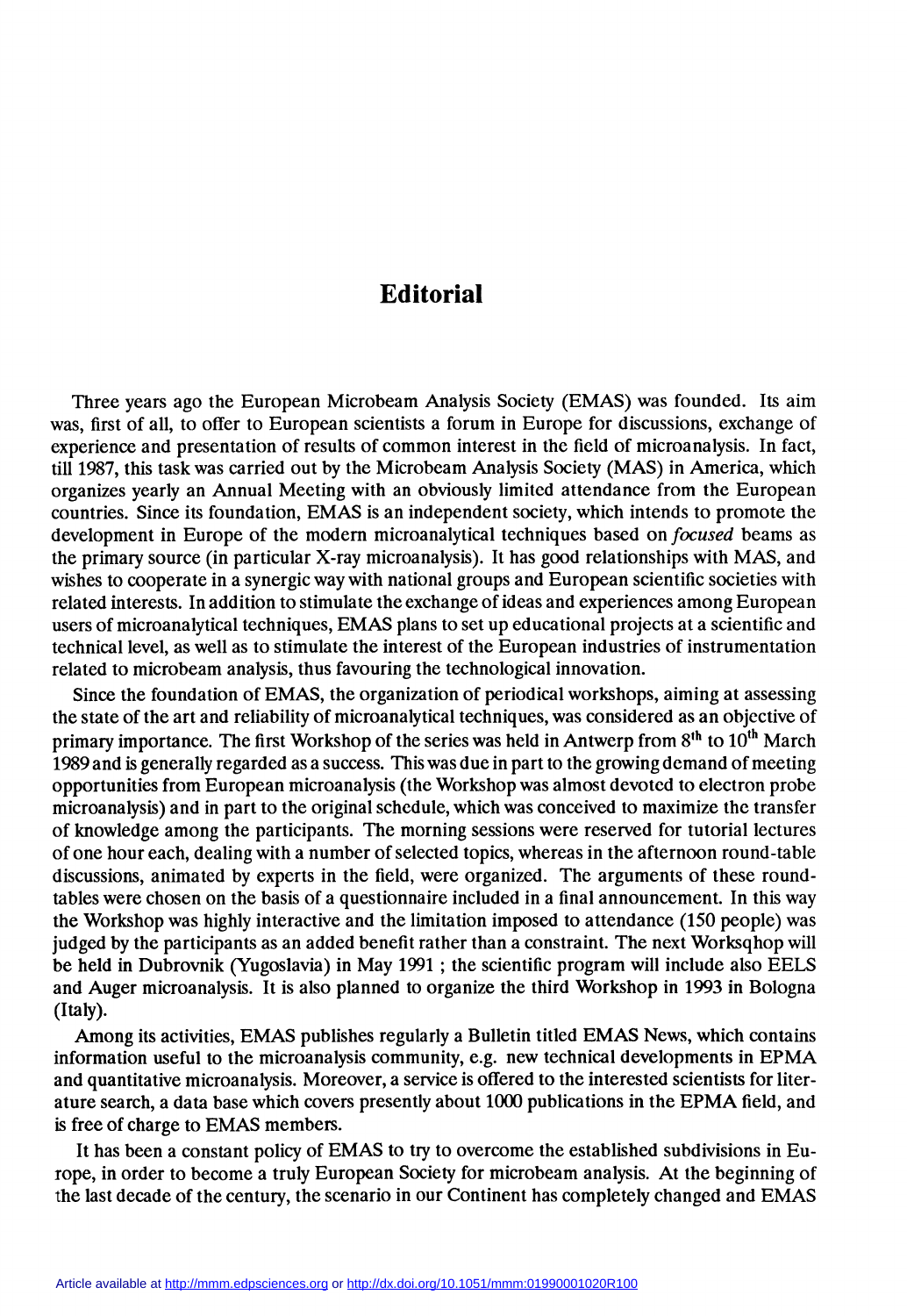# Editorial

Three years ago the European Microbeam Analysis Society (EMAS) was founded. Its aim was, first of all, to offer to European scientists a forum in Europe for discussions, exchange of experience and presentation of results of common interest in the field of microanalysis. In fact, till 1987, this task was carried out by the Microbeam Analysis Society (MAS) in America, which organizes yearly an Annual Meeting with an obviously limited attendance from the European countries. Since its foundation, EMAS is an independent society, which intends to promote the development in Europe of the modern microanalytical techniques based on *focused* beams as the primary source (in particular X-ray microanalysis). It has good relationships with MAS, and wishes to cooperate in a synergic way with national groups and European scientific societies with related interests. In addition to stimulate the exchange of ideas and experiences among European users of microanalytical techniques, EMAS plans to set up educational projects at a scientific and technical level, as well as to stimulate the interest of the European industries of instrumentation related to microbeam analysis, thus favouring the technological innovation.

Since the foundation of EMAS, the organization of periodical workshops, aiming at assessing the state of the art and reliability of microanalytical techniques, was considered as an objective of primary importance. The first Workshop of the series was held in Antwerp from 8$^{th}$ to 10$^{th}$ March 1989 and is generally regarded as a success. This was due in part to the growing demand of meeting opportunities from European microanalysis (the Workshop was almost devoted to electron probe microanalysis) and in part to the original schedule, which was conceived to maximize the transfer of knowledge among the participants. The morning sessions were reserved for tutorial lectures of one hour each, dealing with a number of selected topics, whereas in the afternoon round-table discussions, animated by experts in the field, were organized. The arguments of these round-tables were chosen on the basis of a questionnaire included in a final announcement. In this way the Workshop was highly interactive and the limitation imposed to attendance (150 people) was judged by the participants as an added benefit rather than a constraint. The next Worksqhop will be held in Dubrovnik (Yugoslavia) in May 1991 ; the scientific program will include also EELS and Auger microanalysis. It is also planned to organize the third Workshop in 1993 in Bologna (Italy).

Among its activities, EMAS publishes regularly a Bulletin titled EMAS News, which contains information useful to the microanalysis community, e.g. new technical developments in EPMA and quantitative microanalysis. Moreover, a service is offered to the interested scientists for literature search, a data base which covers presently about 1000 publications in the EPMA field, and is free of charge to EMAS members.

It has been a constant policy of EMAS to try to overcome the established subdivisions in Europe, in order to become a truly European Society for microbeam analysis. At the beginning of the last decade of the century, the scenario in our Continent has completely changed and EMAS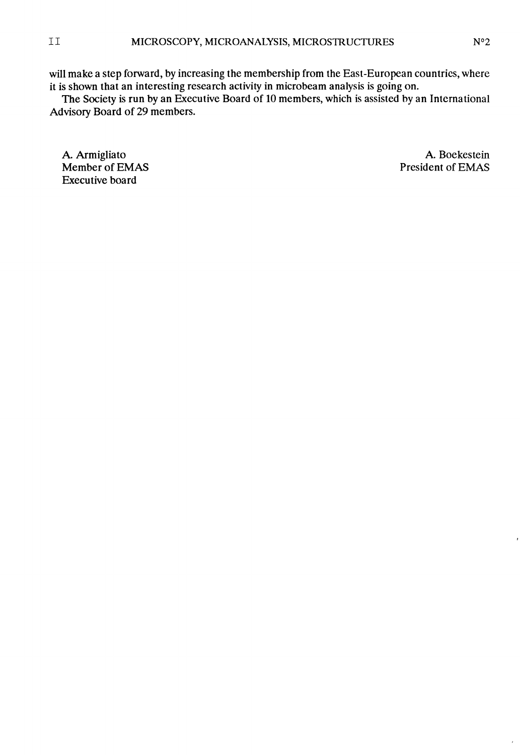will make a step forward, by increasing the membership from the East-European countries, where it is shown that an interesting research activity in microbeam analysis is going on.

The Society is run by an Executive Board of 10 members, which is assisted by an International Advisory Board of 29 members.

A. Armigliato
Member of EMAS
Executive board

A. Boekestein
President of EMAS